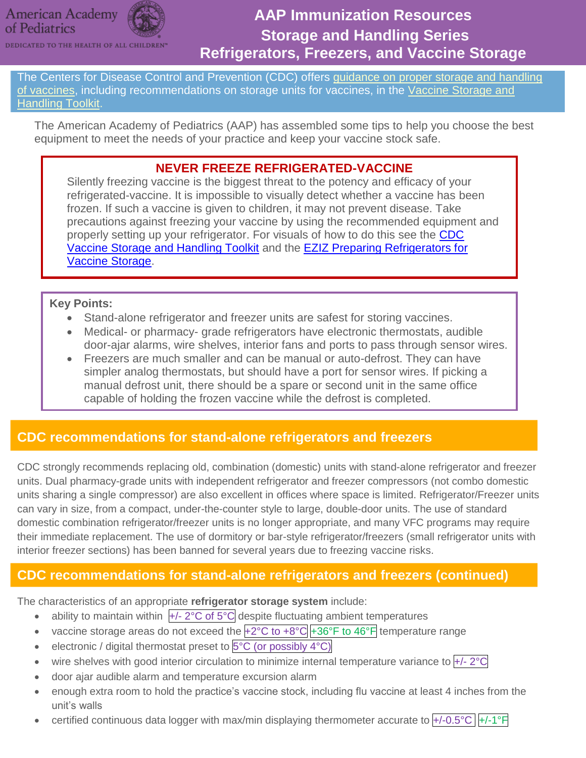American Academy of Pediatrics

DEDICATED TO THE HEALTH OF ALL CHILDREN

# AAP Immunization Resources
# Storage and Handling Series
# Refrigerators, Freezers, and Vaccine Storage

The Centers for Disease Control and Prevention (CDC) offers guidance on proper storage and handling of vaccines, including recommendations on storage units for vaccines, in the Vaccine Storage and Handling Toolkit.

The American Academy of Pediatrics (AAP) has assembled some tips to help you choose the best equipment to meet the needs of your practice and keep your vaccine stock safe.

**NEVER FREEZE REFRIGERATED-VACCINE**

Silently freezing vaccine is the biggest threat to the potency and efficacy of your refrigerated-vaccine. It is impossible to visually detect whether a vaccine has been frozen. If such a vaccine is given to children, it may not prevent disease. Take precautions against freezing your vaccine by using the recommended equipment and properly setting up your refrigerator. For visuals of how to do this see the CDC Vaccine Storage and Handling Toolkit and the EZIZ Preparing Refrigerators for Vaccine Storage.

**Key Points:**

- Stand-alone refrigerator and freezer units are safest for storing vaccines.
- Medical- or pharmacy- grade refrigerators have electronic thermostats, audible door-ajar alarms, wire shelves, interior fans and ports to pass through sensor wires.
- Freezers are much smaller and can be manual or auto-defrost. They can have simpler analog thermostats, but should have a port for sensor wires. If picking a manual defrost unit, there should be a spare or second unit in the same office capable of holding the frozen vaccine while the defrost is completed.

## CDC recommendations for stand-alone refrigerators and freezers

CDC strongly recommends replacing old, combination (domestic) units with stand-alone refrigerator and freezer units. Dual pharmacy-grade units with independent refrigerator and freezer compressors (not combo domestic units sharing a single compressor) are also excellent in offices where space is limited. Refrigerator/Freezer units can vary in size, from a compact, under-the-counter style to large, double-door units. The use of standard domestic combination refrigerator/freezer units is no longer appropriate, and many VFC programs may require their immediate replacement. The use of dormitory or bar-style refrigerator/freezers (small refrigerator units with interior freezer sections) has been banned for several years due to freezing vaccine risks.

## CDC recommendations for stand-alone refrigerators and freezers (continued)

The characteristics of an appropriate **refrigerator storage system** include:

- ability to maintain within +/- 2°C of 5°C despite fluctuating ambient temperatures
- vaccine storage areas do not exceed the +2°C to +8°C +36°F to 46°F temperature range
- electronic / digital thermostat preset to 5°C (or possibly 4°C)
- wire shelves with good interior circulation to minimize internal temperature variance to +/- 2°C
- door ajar audible alarm and temperature excursion alarm
- enough extra room to hold the practice's vaccine stock, including flu vaccine at least 4 inches from the unit's walls
- certified continuous data logger with max/min displaying thermometer accurate to +/-0.5°C +/-1°F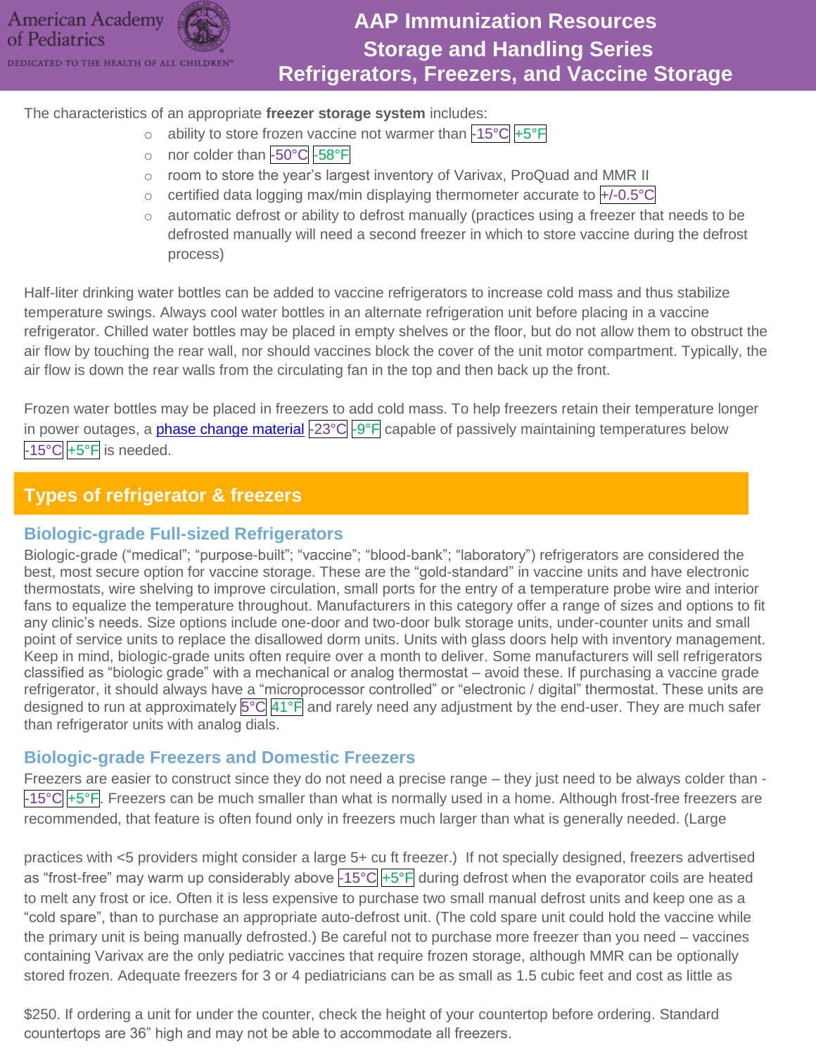The characteristics of an appropriate **freezer storage system** includes:

- ability to store frozen vaccine not warmer than -15°C +5°F
- nor colder than -50°C -58°F
- room to store the year's largest inventory of Varivax, ProQuad and MMR II
- certified data logging max/min displaying thermometer accurate to +/-0.5°C
- automatic defrost or ability to defrost manually (practices using a freezer that needs to be defrosted manually will need a second freezer in which to store vaccine during the defrost process)

Half-liter drinking water bottles can be added to vaccine refrigerators to increase cold mass and thus stabilize temperature swings. Always cool water bottles in an alternate refrigeration unit before placing in a vaccine refrigerator. Chilled water bottles may be placed in empty shelves or the floor, but do not allow them to obstruct the air flow by touching the rear wall, nor should vaccines block the cover of the unit motor compartment. Typically, the air flow is down the rear walls from the circulating fan in the top and then back up the front.

Frozen water bottles may be placed in freezers to add cold mass. To help freezers retain their temperature longer in power outages, a phase change material -23°C -9°F capable of passively maintaining temperatures below -15°C +5°F is needed.

## Types of refrigerator & freezers

### Biologic-grade Full-sized Refrigerators

Biologic-grade ("medical"; "purpose-built"; "vaccine"; "blood-bank"; "laboratory") refrigerators are considered the best, most secure option for vaccine storage. These are the "gold-standard" in vaccine units and have electronic thermostats, wire shelving to improve circulation, small ports for the entry of a temperature probe wire and interior fans to equalize the temperature throughout. Manufacturers in this category offer a range of sizes and options to fit any clinic's needs. Size options include one-door and two-door bulk storage units, under-counter units and small point of service units to replace the disallowed dorm units. Units with glass doors help with inventory management. Keep in mind, biologic-grade units often require over a month to deliver. Some manufacturers will sell refrigerators classified as "biologic grade" with a mechanical or analog thermostat – avoid these. If purchasing a vaccine grade refrigerator, it should always have a "microprocessor controlled" or "electronic / digital" thermostat. These units are designed to run at approximately 5°C 41°F and rarely need any adjustment by the end-user. They are much safer than refrigerator units with analog dials.

### Biologic-grade Freezers and Domestic Freezers

Freezers are easier to construct since they do not need a precise range – they just need to be always colder than -15°C +5°F. Freezers can be much smaller than what is normally used in a home. Although frost-free freezers are recommended, that feature is often found only in freezers much larger than what is generally needed. (Large practices with <5 providers might consider a large 5+ cu ft freezer.) If not specially designed, freezers advertised as "frost-free" may warm up considerably above -15°C +5°F during defrost when the evaporator coils are heated to melt any frost or ice. Often it is less expensive to purchase two small manual defrost units and keep one as a "cold spare", than to purchase an appropriate auto-defrost unit. (The cold spare unit could hold the vaccine while the primary unit is being manually defrosted.) Be careful not to purchase more freezer than you need – vaccines containing Varivax are the only pediatric vaccines that require frozen storage, although MMR can be optionally stored frozen. Adequate freezers for 3 or 4 pediatricians can be as small as 1.5 cubic feet and cost as little as $250. If ordering a unit for under the counter, check the height of your countertop before ordering. Standard countertops are 36" high and may not be able to accommodate all freezers.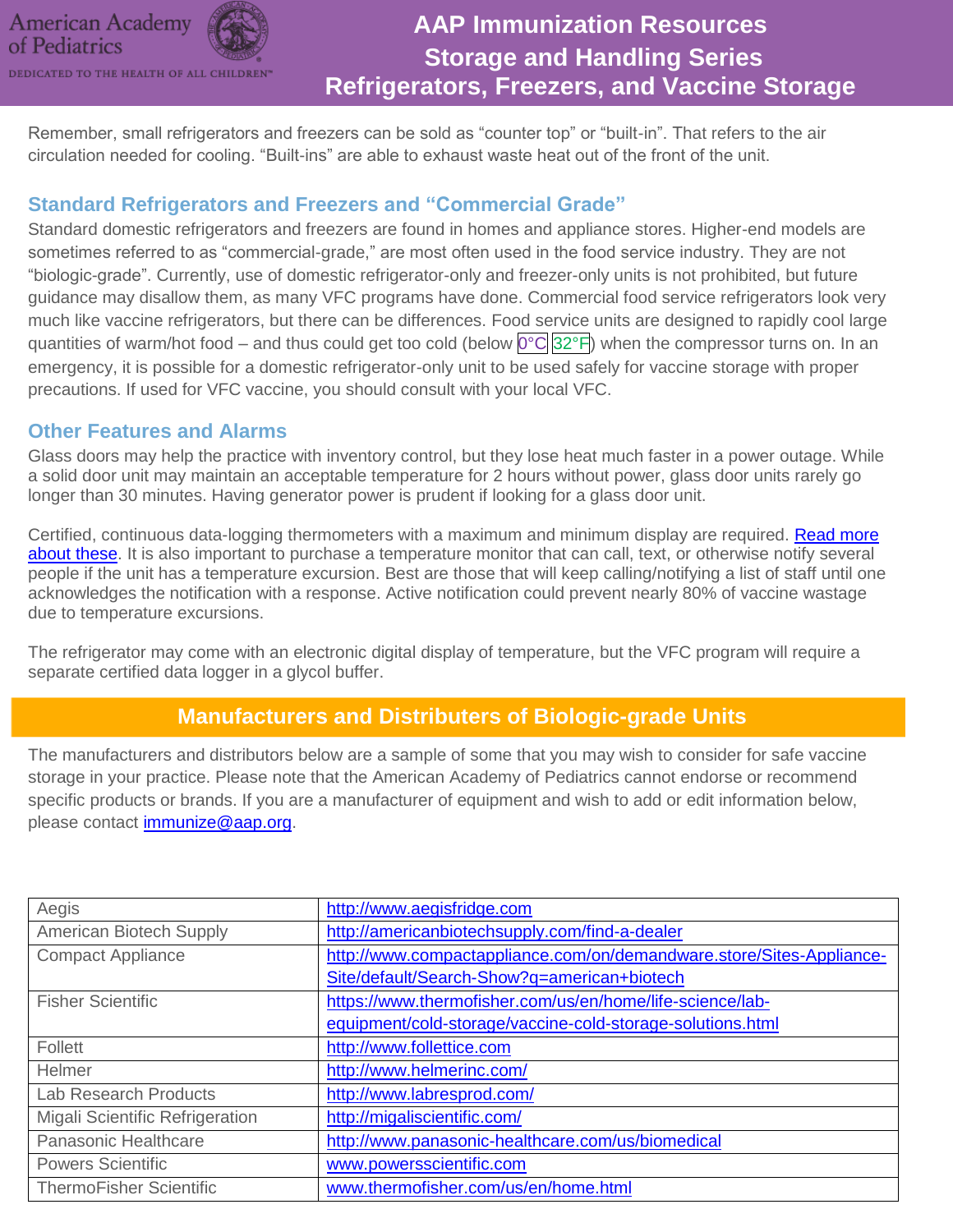Remember, small refrigerators and freezers can be sold as "counter top" or "built-in". That refers to the air circulation needed for cooling. "Built-ins" are able to exhaust waste heat out of the front of the unit.

## Standard Refrigerators and Freezers and "Commercial Grade"

Standard domestic refrigerators and freezers are found in homes and appliance stores. Higher-end models are sometimes referred to as "commercial-grade," are most often used in the food service industry. They are not "biologic-grade". Currently, use of domestic refrigerator-only and freezer-only units is not prohibited, but future guidance may disallow them, as many VFC programs have done. Commercial food service refrigerators look very much like vaccine refrigerators, but there can be differences. Food service units are designed to rapidly cool large quantities of warm/hot food – and thus could get too cold (below 0°C 32°F) when the compressor turns on. In an emergency, it is possible for a domestic refrigerator-only unit to be used safely for vaccine storage with proper precautions. If used for VFC vaccine, you should consult with your local VFC.

## Other Features and Alarms

Glass doors may help the practice with inventory control, but they lose heat much faster in a power outage. While a solid door unit may maintain an acceptable temperature for 2 hours without power, glass door units rarely go longer than 30 minutes. Having generator power is prudent if looking for a glass door unit.

Certified, continuous data-logging thermometers with a maximum and minimum display are required. Read more about these. It is also important to purchase a temperature monitor that can call, text, or otherwise notify several people if the unit has a temperature excursion. Best are those that will keep calling/notifying a list of staff until one acknowledges the notification with a response. Active notification could prevent nearly 80% of vaccine wastage due to temperature excursions.

The refrigerator may come with an electronic digital display of temperature, but the VFC program will require a separate certified data logger in a glycol buffer.

## Manufacturers and Distributors of Biologic-grade Units

The manufacturers and distributors below are a sample of some that you may wish to consider for safe vaccine storage in your practice. Please note that the American Academy of Pediatrics cannot endorse or recommend specific products or brands. If you are a manufacturer of equipment and wish to add or edit information below, please contact immunize@aap.org.

| | |
|---|---|
| Aegis | http://www.aegisfridge.com |
| American Biotech Supply | http://americanbiotechsupply.com/find-a-dealer |
| Compact Appliance | http://www.compactappliance.com/on/demandware.store/Sites-Appliance-Site/default/Search-Show?q=american+biotech |
| Fisher Scientific | https://www.thermofisher.com/us/en/home/life-science/lab-equipment/cold-storage/vaccine-cold-storage-solutions.html |
| Follett | http://www.follettice.com |
| Helmer | http://www.helmerinc.com/ |
| Lab Research Products | http://www.labresprod.com/ |
| Migali Scientific Refrigeration | http://migaliscientific.com/ |
| Panasonic Healthcare | http://www.panasonic-healthcare.com/us/biomedical |
| Powers Scientific | www.powersscientific.com |
| ThermoFisher Scientific | www.thermofisher.com/us/en/home.html |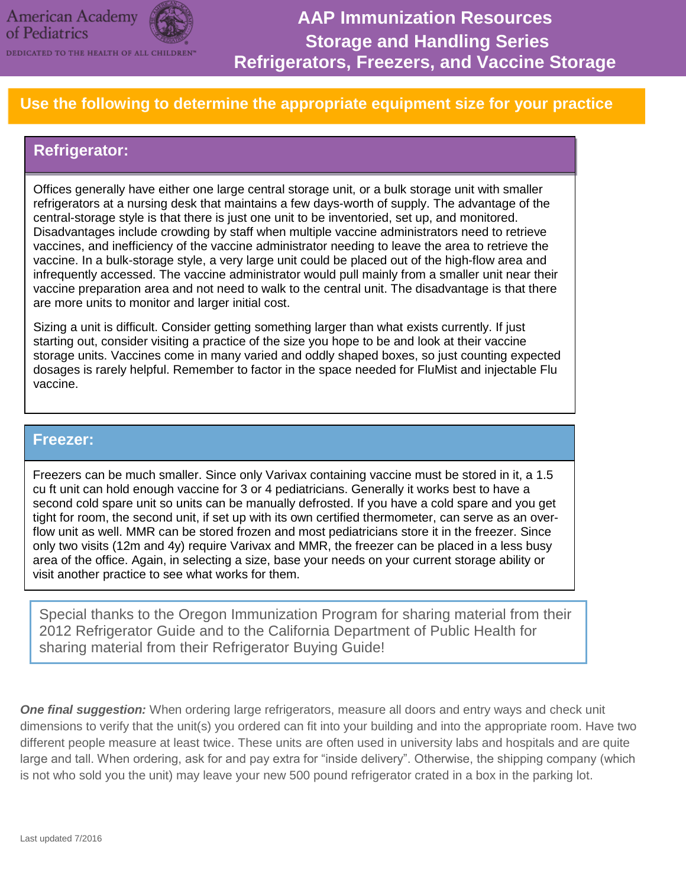# AAP Immunization Resources Storage and Handling Series Refrigerators, Freezers, and Vaccine Storage

## Use the following to determine the appropriate equipment size for your practice

### Refrigerator:

Offices generally have either one large central storage unit, or a bulk storage unit with smaller refrigerators at a nursing desk that maintains a few days-worth of supply. The advantage of the central-storage style is that there is just one unit to be inventoried, set up, and monitored. Disadvantages include crowding by staff when multiple vaccine administrators need to retrieve vaccines, and inefficiency of the vaccine administrator needing to leave the area to retrieve the vaccine. In a bulk-storage style, a very large unit could be placed out of the high-flow area and infrequently accessed. The vaccine administrator would pull mainly from a smaller unit near their vaccine preparation area and not need to walk to the central unit. The disadvantage is that there are more units to monitor and larger initial cost.

Sizing a unit is difficult. Consider getting something larger than what exists currently. If just starting out, consider visiting a practice of the size you hope to be and look at their vaccine storage units. Vaccines come in many varied and oddly shaped boxes, so just counting expected dosages is rarely helpful. Remember to factor in the space needed for FluMist and injectable Flu vaccine.

### Freezer:

Freezers can be much smaller. Since only Varivax containing vaccine must be stored in it, a 1.5 cu ft unit can hold enough vaccine for 3 or 4 pediatricians. Generally it works best to have a second cold spare unit so units can be manually defrosted. If you have a cold spare and you get tight for room, the second unit, if set up with its own certified thermometer, can serve as an over-flow unit as well. MMR can be stored frozen and most pediatricians store it in the freezer. Since only two visits (12m and 4y) require Varivax and MMR, the freezer can be placed in a less busy area of the office. Again, in selecting a size, base your needs on your current storage ability or visit another practice to see what works for them.

Special thanks to the Oregon Immunization Program for sharing material from their 2012 Refrigerator Guide and to the California Department of Public Health for sharing material from their Refrigerator Buying Guide!

***One final suggestion:*** When ordering large refrigerators, measure all doors and entry ways and check unit dimensions to verify that the unit(s) you ordered can fit into your building and into the appropriate room. Have two different people measure at least twice. These units are often used in university labs and hospitals and are quite large and tall. When ordering, ask for and pay extra for "inside delivery". Otherwise, the shipping company (which is not who sold you the unit) may leave your new 500 pound refrigerator crated in a box in the parking lot.

Last updated 7/2016